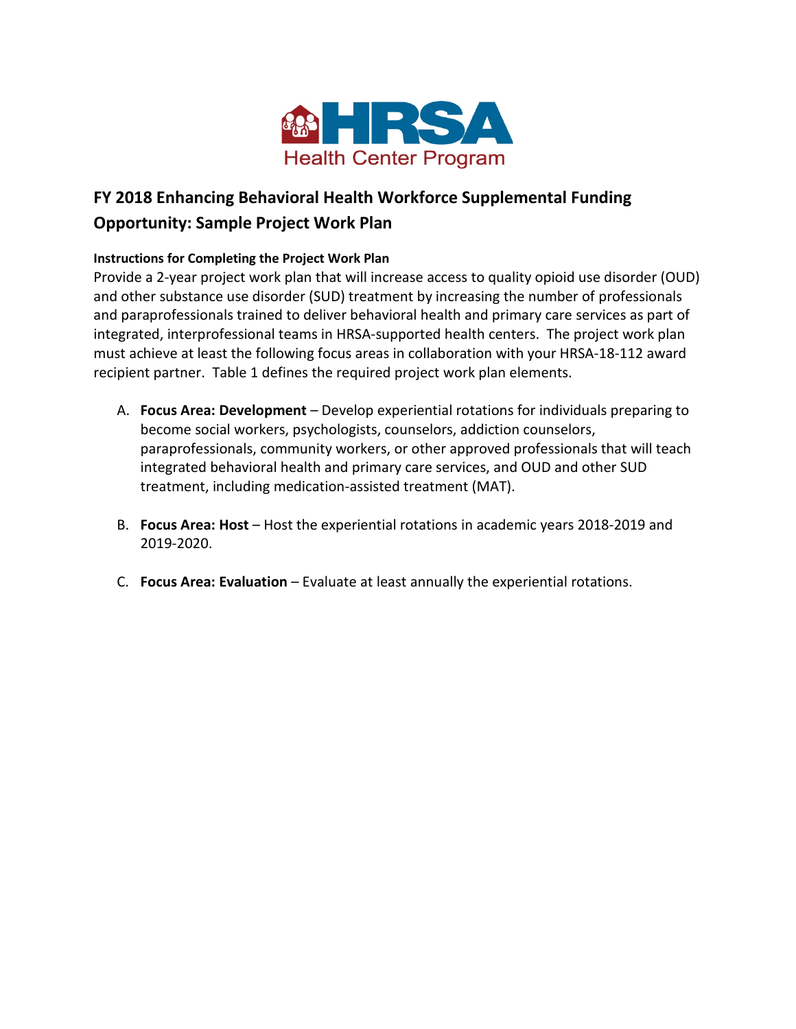HRSA Health Center Program

# FY 2018 Enhancing Behavioral Health Workforce Supplemental Funding Opportunity: Sample Project Work Plan

#### Instructions for Completing the Project Work Plan

Provide a 2-year project work plan that will increase access to quality opioid use disorder (OUD) and other substance use disorder (SUD) treatment by increasing the number of professionals and paraprofessionals trained to deliver behavioral health and primary care services as part of integrated, interprofessional teams in HRSA-supported health centers. The project work plan must achieve at least the following focus areas in collaboration with your HRSA-18-112 award recipient partner. Table 1 defines the required project work plan elements.

A. **Focus Area: Development** – Develop experiential rotations for individuals preparing to become social workers, psychologists, counselors, addiction counselors, paraprofessionals, community workers, or other approved professionals that will teach integrated behavioral health and primary care services, and OUD and other SUD treatment, including medication-assisted treatment (MAT).

B. **Focus Area: Host** – Host the experiential rotations in academic years 2018-2019 and 2019-2020.

C. **Focus Area: Evaluation** – Evaluate at least annually the experiential rotations.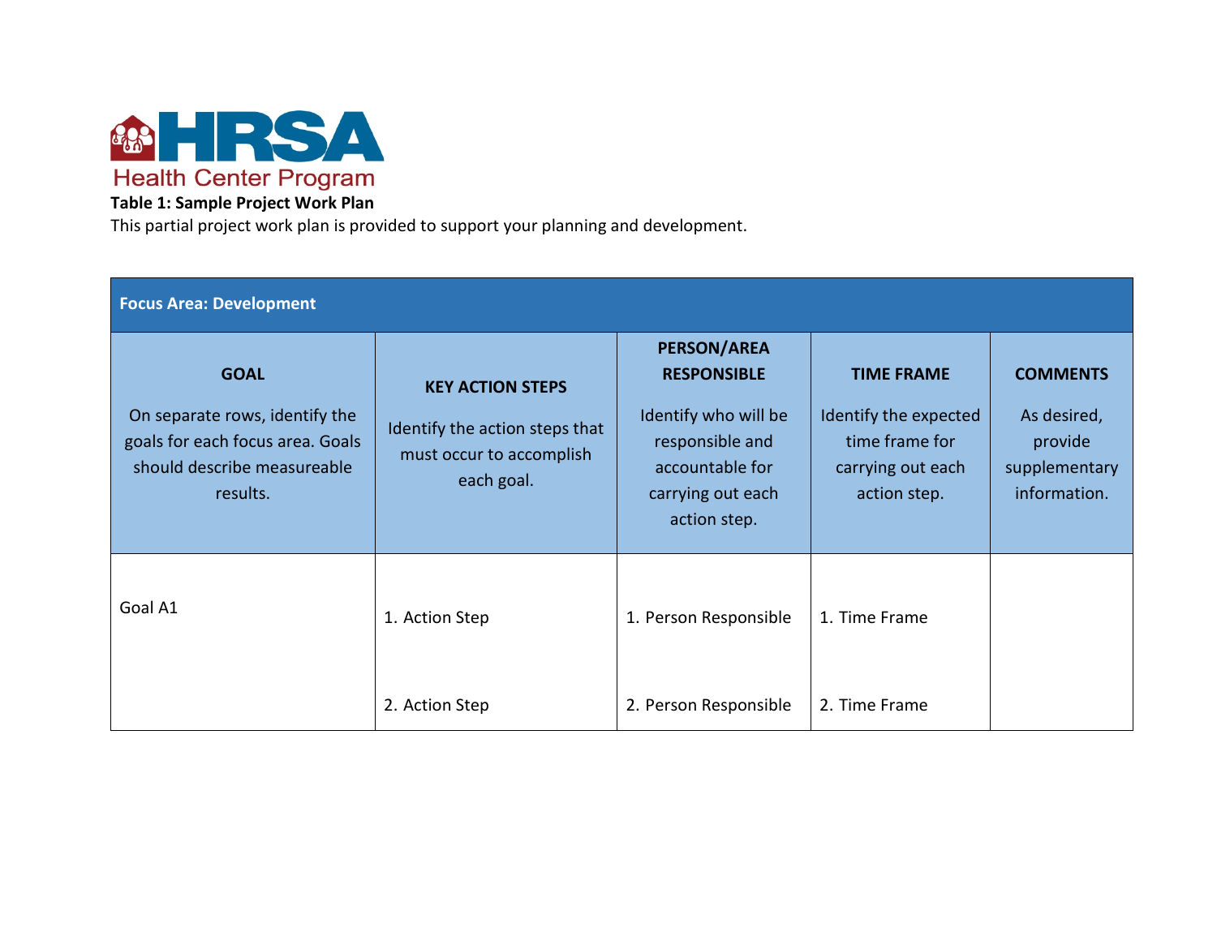**Table 1: Sample Project Work Plan**

This partial project work plan is provided to support your planning and development.

| Focus Area: Development | | | | |
|---|---|---|---|---|
| **GOAL**<br><br>On separate rows, identify the goals for each focus area. Goals should describe measureable results. | **KEY ACTION STEPS**<br><br>Identify the action steps that must occur to accomplish each goal. | **PERSON/AREA RESPONSIBLE**<br><br>Identify who will be responsible and accountable for carrying out each action step. | **TIME FRAME**<br><br>Identify the expected time frame for carrying out each action step. | **COMMENTS**<br><br>As desired, provide supplementary information. |
| Goal A1 | 1. Action Step<br><br>2. Action Step | 1. Person Responsible<br><br>2. Person Responsible | 1. Time Frame<br><br>2. Time Frame | |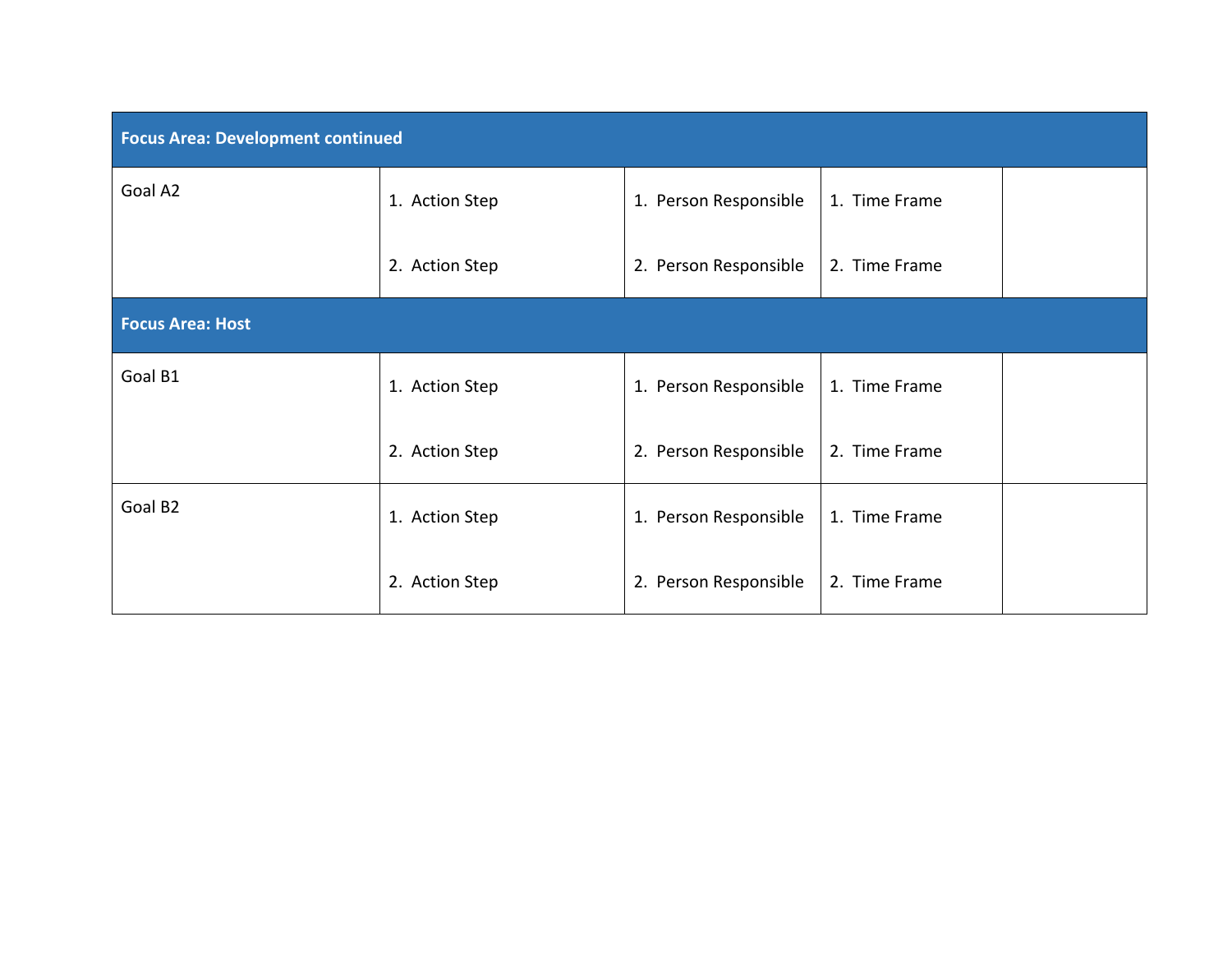| | | | | |
|---|---|---|---|---|
| **Focus Area: Development continued** | | | | |
| Goal A2 | 1. Action Step<br><br>2. Action Step | 1. Person Responsible<br><br>2. Person Responsible | 1. Time Frame<br><br>2. Time Frame | |
| **Focus Area: Host** | | | | |
| Goal B1 | 1. Action Step<br><br>2. Action Step | 1. Person Responsible<br><br>2. Person Responsible | 1. Time Frame<br><br>2. Time Frame | |
| Goal B2 | 1. Action Step<br><br>2. Action Step | 1. Person Responsible<br><br>2. Person Responsible | 1. Time Frame<br><br>2. Time Frame | |